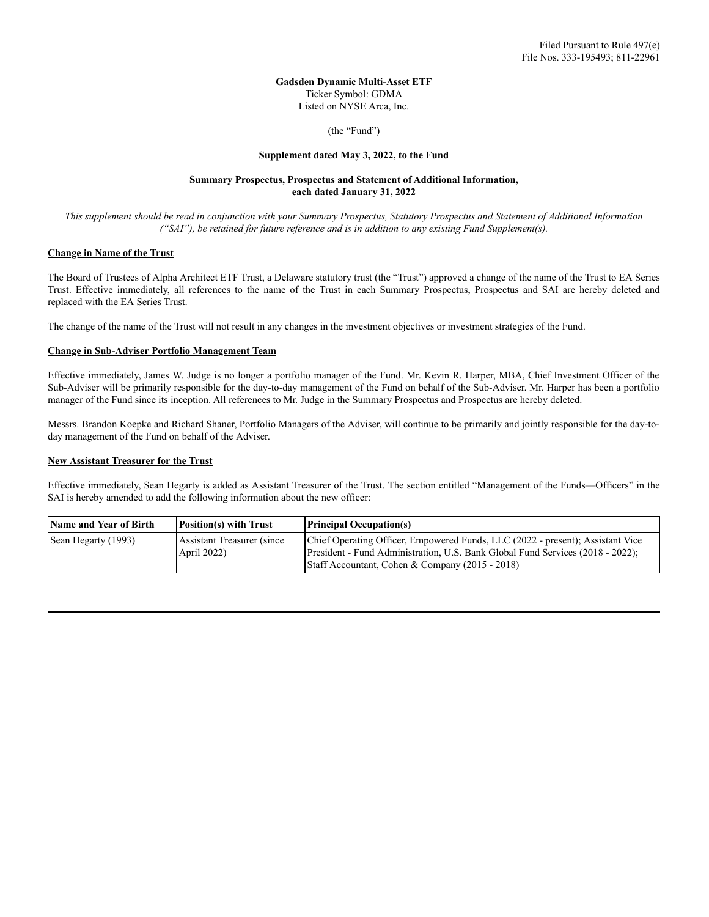Filed Pursuant to Rule 497(e)
File Nos. 333-195493; 811-22961

**Gadsden Dynamic Multi-Asset ETF**
Ticker Symbol: GDMA
Listed on NYSE Arca, Inc.

(the "Fund")

**Supplement dated May 3, 2022, to the Fund**

**Summary Prospectus, Prospectus and Statement of Additional Information, each dated January 31, 2022**

*This supplement should be read in conjunction with your Summary Prospectus, Statutory Prospectus and Statement of Additional Information ("SAI"), be retained for future reference and is in addition to any existing Fund Supplement(s).*

**Change in Name of the Trust**

The Board of Trustees of Alpha Architect ETF Trust, a Delaware statutory trust (the "Trust") approved a change of the name of the Trust to EA Series Trust. Effective immediately, all references to the name of the Trust in each Summary Prospectus, Prospectus and SAI are hereby deleted and replaced with the EA Series Trust.

The change of the name of the Trust will not result in any changes in the investment objectives or investment strategies of the Fund.

**Change in Sub-Adviser Portfolio Management Team**

Effective immediately, James W. Judge is no longer a portfolio manager of the Fund. Mr. Kevin R. Harper, MBA, Chief Investment Officer of the Sub-Adviser will be primarily responsible for the day-to-day management of the Fund on behalf of the Sub-Adviser. Mr. Harper has been a portfolio manager of the Fund since its inception. All references to Mr. Judge in the Summary Prospectus and Prospectus are hereby deleted.

Messrs. Brandon Koepke and Richard Shaner, Portfolio Managers of the Adviser, will continue to be primarily and jointly responsible for the day-to-day management of the Fund on behalf of the Adviser.

**New Assistant Treasurer for the Trust**

Effective immediately, Sean Hegarty is added as Assistant Treasurer of the Trust. The section entitled "Management of the Funds—Officers" in the SAI is hereby amended to add the following information about the new officer:

| Name and Year of Birth | Position(s) with Trust | Principal Occupation(s) |
|---|---|---|
| Sean Hegarty (1993) | Assistant Treasurer (since April 2022) | Chief Operating Officer, Empowered Funds, LLC (2022 - present); Assistant Vice President - Fund Administration, U.S. Bank Global Fund Services (2018 - 2022); Staff Accountant, Cohen & Company (2015 - 2018) |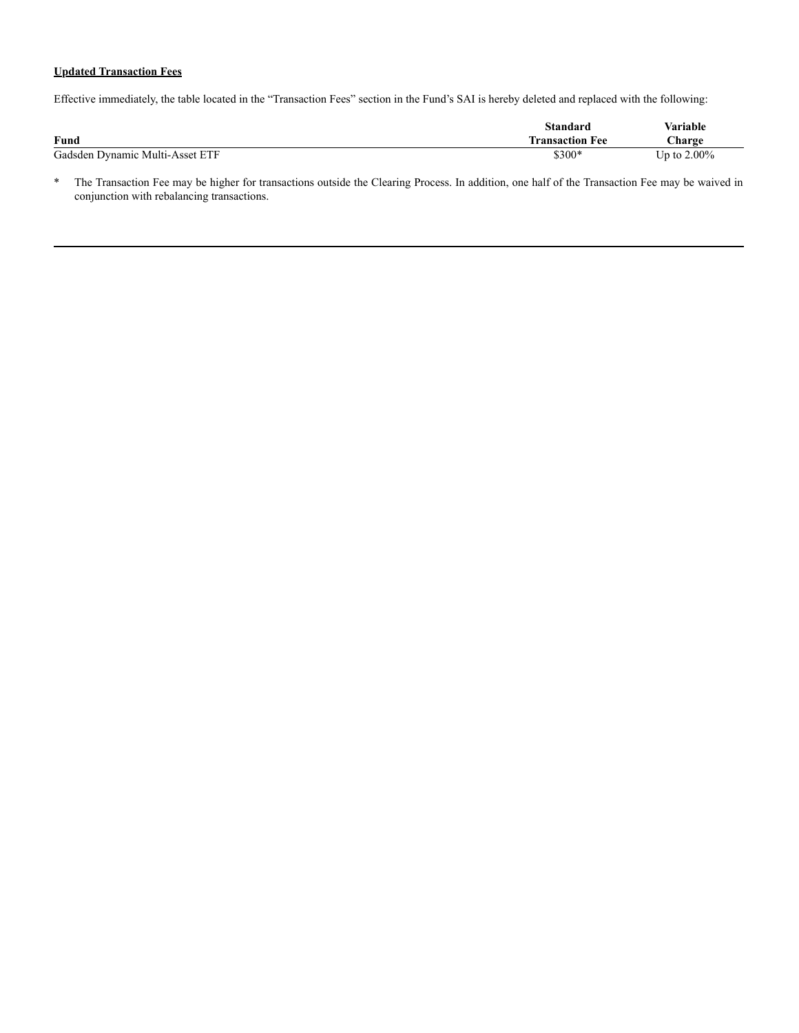**Updated Transaction Fees**

Effective immediately, the table located in the "Transaction Fees" section in the Fund's SAI is hereby deleted and replaced with the following:

| Fund | Standard Transaction Fee | Variable Charge |
|---|---|---|
| Gadsden Dynamic Multi-Asset ETF | $300* | Up to 2.00% |

\* The Transaction Fee may be higher for transactions outside the Clearing Process. In addition, one half of the Transaction Fee may be waived in conjunction with rebalancing transactions.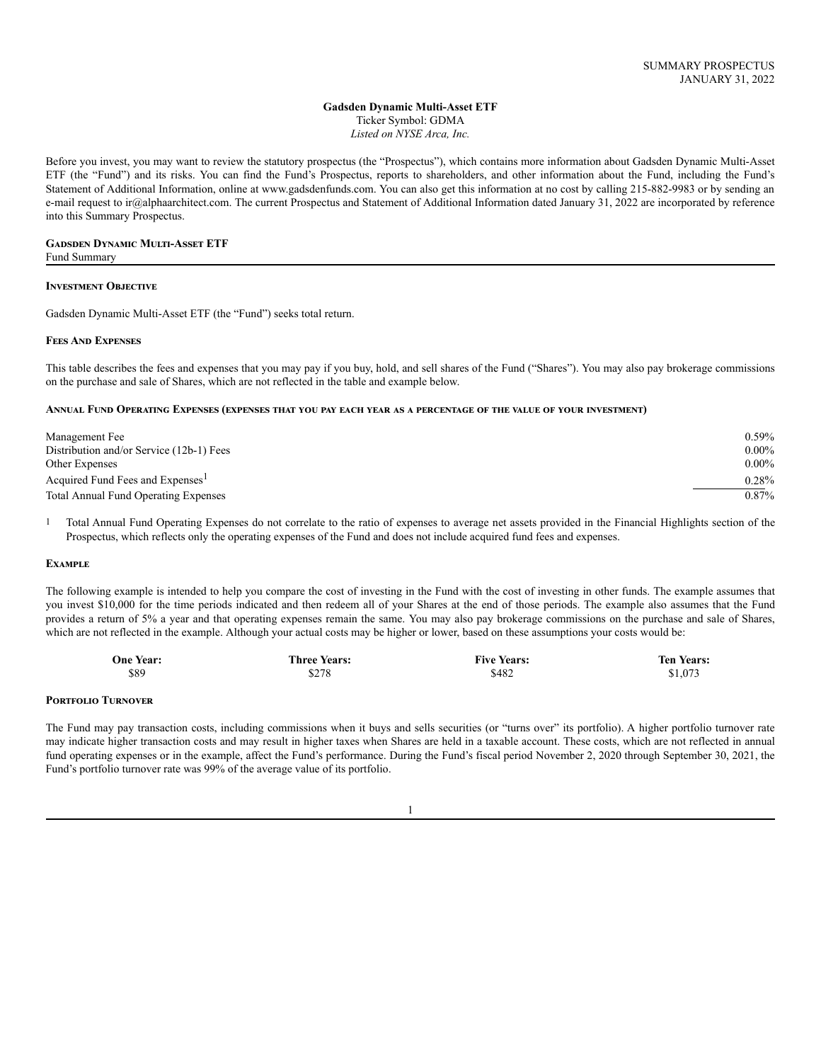SUMMARY PROSPECTUS
JANUARY 31, 2022

**Gadsden Dynamic Multi-Asset ETF**
Ticker Symbol: GDMA
*Listed on NYSE Arca, Inc.*

Before you invest, you may want to review the statutory prospectus (the "Prospectus"), which contains more information about Gadsden Dynamic Multi-Asset ETF (the "Fund") and its risks. You can find the Fund's Prospectus, reports to shareholders, and other information about the Fund, including the Fund's Statement of Additional Information, online at www.gadsdenfunds.com. You can also get this information at no cost by calling 215-882-9983 or by sending an e-mail request to ir@alphaarchitect.com. The current Prospectus and Statement of Additional Information dated January 31, 2022 are incorporated by reference into this Summary Prospectus.

## Gadsden Dynamic Multi-Asset ETF

Fund Summary

### Investment Objective

Gadsden Dynamic Multi-Asset ETF (the "Fund") seeks total return.

### Fees And Expenses

This table describes the fees and expenses that you may pay if you buy, hold, and sell shares of the Fund ("Shares"). You may also pay brokerage commissions on the purchase and sale of Shares, which are not reflected in the table and example below.

#### Annual Fund Operating Expenses (expenses that you pay each year as a percentage of the value of your investment)

| | |
|---|---|
| Management Fee | 0.59% |
| Distribution and/or Service (12b-1) Fees | 0.00% |
| Other Expenses | 0.00% |
| Acquired Fund Fees and Expenses[1] | 0.28% |
| Total Annual Fund Operating Expenses | 0.87% |

[1] Total Annual Fund Operating Expenses do not correlate to the ratio of expenses to average net assets provided in the Financial Highlights section of the Prospectus, which reflects only the operating expenses of the Fund and does not include acquired fund fees and expenses.

### Example

The following example is intended to help you compare the cost of investing in the Fund with the cost of investing in other funds. The example assumes that you invest $10,000 for the time periods indicated and then redeem all of your Shares at the end of those periods. The example also assumes that the Fund provides a return of 5% a year and that operating expenses remain the same. You may also pay brokerage commissions on the purchase and sale of Shares, which are not reflected in the example. Although your actual costs may be higher or lower, based on these assumptions your costs would be:

| One Year: | Three Years: | Five Years: | Ten Years: |
|---|---|---|---|
| $89 | $278 | $482 | $1,073 |

### Portfolio Turnover

The Fund may pay transaction costs, including commissions when it buys and sells securities (or "turns over" its portfolio). A higher portfolio turnover rate may indicate higher transaction costs and may result in higher taxes when Shares are held in a taxable account. These costs, which are not reflected in annual fund operating expenses or in the example, affect the Fund's performance. During the Fund's fiscal period November 2, 2020 through September 30, 2021, the Fund's portfolio turnover rate was 99% of the average value of its portfolio.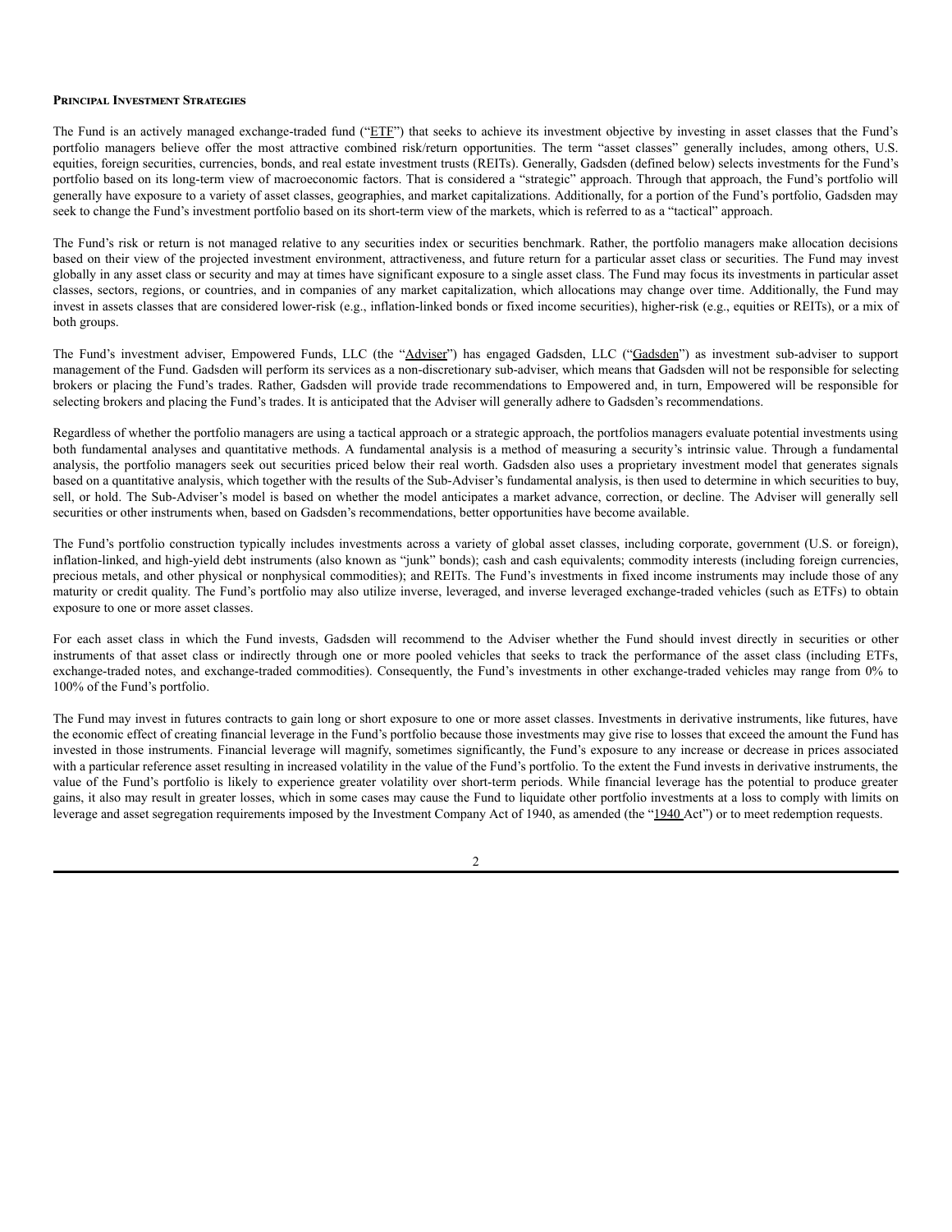#### Principal Investment Strategies

The Fund is an actively managed exchange-traded fund ("ETF") that seeks to achieve its investment objective by investing in asset classes that the Fund's portfolio managers believe offer the most attractive combined risk/return opportunities. The term "asset classes" generally includes, among others, U.S. equities, foreign securities, currencies, bonds, and real estate investment trusts (REITs). Generally, Gadsden (defined below) selects investments for the Fund's portfolio based on its long-term view of macroeconomic factors. That is considered a "strategic" approach. Through that approach, the Fund's portfolio will generally have exposure to a variety of asset classes, geographies, and market capitalizations. Additionally, for a portion of the Fund's portfolio, Gadsden may seek to change the Fund's investment portfolio based on its short-term view of the markets, which is referred to as a "tactical" approach.

The Fund's risk or return is not managed relative to any securities index or securities benchmark. Rather, the portfolio managers make allocation decisions based on their view of the projected investment environment, attractiveness, and future return for a particular asset class or securities. The Fund may invest globally in any asset class or security and may at times have significant exposure to a single asset class. The Fund may focus its investments in particular asset classes, sectors, regions, or countries, and in companies of any market capitalization, which allocations may change over time. Additionally, the Fund may invest in assets classes that are considered lower-risk (e.g., inflation-linked bonds or fixed income securities), higher-risk (e.g., equities or REITs), or a mix of both groups.

The Fund's investment adviser, Empowered Funds, LLC (the "Adviser") has engaged Gadsden, LLC ("Gadsden") as investment sub-adviser to support management of the Fund. Gadsden will perform its services as a non-discretionary sub-adviser, which means that Gadsden will not be responsible for selecting brokers or placing the Fund's trades. Rather, Gadsden will provide trade recommendations to Empowered and, in turn, Empowered will be responsible for selecting brokers and placing the Fund's trades. It is anticipated that the Adviser will generally adhere to Gadsden's recommendations.

Regardless of whether the portfolio managers are using a tactical approach or a strategic approach, the portfolios managers evaluate potential investments using both fundamental analyses and quantitative methods. A fundamental analysis is a method of measuring a security's intrinsic value. Through a fundamental analysis, the portfolio managers seek out securities priced below their real worth. Gadsden also uses a proprietary investment model that generates signals based on a quantitative analysis, which together with the results of the Sub-Adviser's fundamental analysis, is then used to determine in which securities to buy, sell, or hold. The Sub-Adviser's model is based on whether the model anticipates a market advance, correction, or decline. The Adviser will generally sell securities or other instruments when, based on Gadsden's recommendations, better opportunities have become available.

The Fund's portfolio construction typically includes investments across a variety of global asset classes, including corporate, government (U.S. or foreign), inflation-linked, and high-yield debt instruments (also known as "junk" bonds); cash and cash equivalents; commodity interests (including foreign currencies, precious metals, and other physical or nonphysical commodities); and REITs. The Fund's investments in fixed income instruments may include those of any maturity or credit quality. The Fund's portfolio may also utilize inverse, leveraged, and inverse leveraged exchange-traded vehicles (such as ETFs) to obtain exposure to one or more asset classes.

For each asset class in which the Fund invests, Gadsden will recommend to the Adviser whether the Fund should invest directly in securities or other instruments of that asset class or indirectly through one or more pooled vehicles that seeks to track the performance of the asset class (including ETFs, exchange-traded notes, and exchange-traded commodities). Consequently, the Fund's investments in other exchange-traded vehicles may range from 0% to 100% of the Fund's portfolio.

The Fund may invest in futures contracts to gain long or short exposure to one or more asset classes. Investments in derivative instruments, like futures, have the economic effect of creating financial leverage in the Fund's portfolio because those investments may give rise to losses that exceed the amount the Fund has invested in those instruments. Financial leverage will magnify, sometimes significantly, the Fund's exposure to any increase or decrease in prices associated with a particular reference asset resulting in increased volatility in the value of the Fund's portfolio. To the extent the Fund invests in derivative instruments, the value of the Fund's portfolio is likely to experience greater volatility over short-term periods. While financial leverage has the potential to produce greater gains, it also may result in greater losses, which in some cases may cause the Fund to liquidate other portfolio investments at a loss to comply with limits on leverage and asset segregation requirements imposed by the Investment Company Act of 1940, as amended (the "1940 Act") or to meet redemption requests.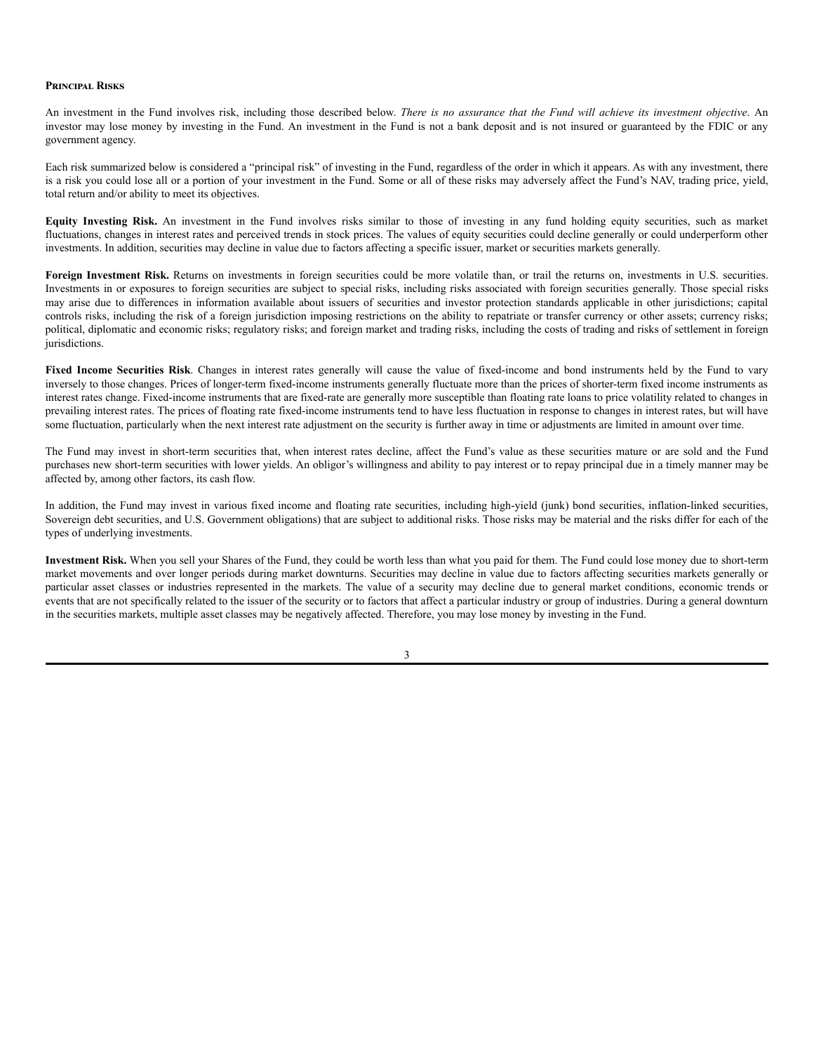## PRINCIPAL RISKS

An investment in the Fund involves risk, including those described below. *There is no assurance that the Fund will achieve its investment objective*. An investor may lose money by investing in the Fund. An investment in the Fund is not a bank deposit and is not insured or guaranteed by the FDIC or any government agency.

Each risk summarized below is considered a "principal risk" of investing in the Fund, regardless of the order in which it appears. As with any investment, there is a risk you could lose all or a portion of your investment in the Fund. Some or all of these risks may adversely affect the Fund's NAV, trading price, yield, total return and/or ability to meet its objectives.

**Equity Investing Risk.** An investment in the Fund involves risks similar to those of investing in any fund holding equity securities, such as market fluctuations, changes in interest rates and perceived trends in stock prices. The values of equity securities could decline generally or could underperform other investments. In addition, securities may decline in value due to factors affecting a specific issuer, market or securities markets generally.

**Foreign Investment Risk.** Returns on investments in foreign securities could be more volatile than, or trail the returns on, investments in U.S. securities. Investments in or exposures to foreign securities are subject to special risks, including risks associated with foreign securities generally. Those special risks may arise due to differences in information available about issuers of securities and investor protection standards applicable in other jurisdictions; capital controls risks, including the risk of a foreign jurisdiction imposing restrictions on the ability to repatriate or transfer currency or other assets; currency risks; political, diplomatic and economic risks; regulatory risks; and foreign market and trading risks, including the costs of trading and risks of settlement in foreign jurisdictions.

**Fixed Income Securities Risk**. Changes in interest rates generally will cause the value of fixed-income and bond instruments held by the Fund to vary inversely to those changes. Prices of longer-term fixed-income instruments generally fluctuate more than the prices of shorter-term fixed income instruments as interest rates change. Fixed-income instruments that are fixed-rate are generally more susceptible than floating rate loans to price volatility related to changes in prevailing interest rates. The prices of floating rate fixed-income instruments tend to have less fluctuation in response to changes in interest rates, but will have some fluctuation, particularly when the next interest rate adjustment on the security is further away in time or adjustments are limited in amount over time.

The Fund may invest in short-term securities that, when interest rates decline, affect the Fund's value as these securities mature or are sold and the Fund purchases new short-term securities with lower yields. An obligor's willingness and ability to pay interest or to repay principal due in a timely manner may be affected by, among other factors, its cash flow.

In addition, the Fund may invest in various fixed income and floating rate securities, including high-yield (junk) bond securities, inflation-linked securities, Sovereign debt securities, and U.S. Government obligations) that are subject to additional risks. Those risks may be material and the risks differ for each of the types of underlying investments.

**Investment Risk.** When you sell your Shares of the Fund, they could be worth less than what you paid for them. The Fund could lose money due to short-term market movements and over longer periods during market downturns. Securities may decline in value due to factors affecting securities markets generally or particular asset classes or industries represented in the markets. The value of a security may decline due to general market conditions, economic trends or events that are not specifically related to the issuer of the security or to factors that affect a particular industry or group of industries. During a general downturn in the securities markets, multiple asset classes may be negatively affected. Therefore, you may lose money by investing in the Fund.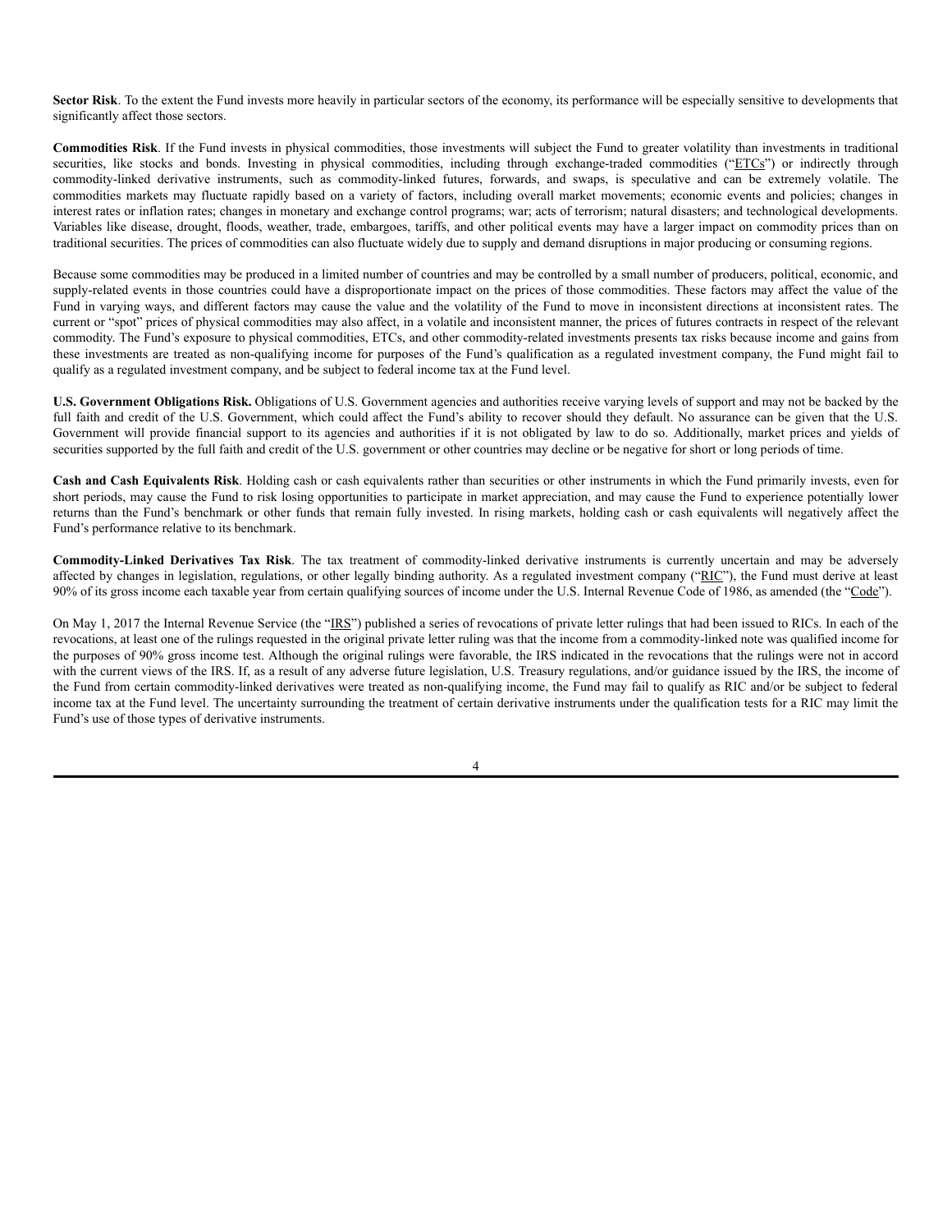**Sector Risk**. To the extent the Fund invests more heavily in particular sectors of the economy, its performance will be especially sensitive to developments that significantly affect those sectors.

**Commodities Risk**. If the Fund invests in physical commodities, those investments will subject the Fund to greater volatility than investments in traditional securities, like stocks and bonds. Investing in physical commodities, including through exchange-traded commodities ("ETCs") or indirectly through commodity-linked derivative instruments, such as commodity-linked futures, forwards, and swaps, is speculative and can be extremely volatile. The commodities markets may fluctuate rapidly based on a variety of factors, including overall market movements; economic events and policies; changes in interest rates or inflation rates; changes in monetary and exchange control programs; war; acts of terrorism; natural disasters; and technological developments. Variables like disease, drought, floods, weather, trade, embargoes, tariffs, and other political events may have a larger impact on commodity prices than on traditional securities. The prices of commodities can also fluctuate widely due to supply and demand disruptions in major producing or consuming regions.

Because some commodities may be produced in a limited number of countries and may be controlled by a small number of producers, political, economic, and supply-related events in those countries could have a disproportionate impact on the prices of those commodities. These factors may affect the value of the Fund in varying ways, and different factors may cause the value and the volatility of the Fund to move in inconsistent directions at inconsistent rates. The current or "spot" prices of physical commodities may also affect, in a volatile and inconsistent manner, the prices of futures contracts in respect of the relevant commodity. The Fund's exposure to physical commodities, ETCs, and other commodity-related investments presents tax risks because income and gains from these investments are treated as non-qualifying income for purposes of the Fund's qualification as a regulated investment company, the Fund might fail to qualify as a regulated investment company, and be subject to federal income tax at the Fund level.

**U.S. Government Obligations Risk.** Obligations of U.S. Government agencies and authorities receive varying levels of support and may not be backed by the full faith and credit of the U.S. Government, which could affect the Fund's ability to recover should they default. No assurance can be given that the U.S. Government will provide financial support to its agencies and authorities if it is not obligated by law to do so. Additionally, market prices and yields of securities supported by the full faith and credit of the U.S. government or other countries may decline or be negative for short or long periods of time.

**Cash and Cash Equivalents Risk**. Holding cash or cash equivalents rather than securities or other instruments in which the Fund primarily invests, even for short periods, may cause the Fund to risk losing opportunities to participate in market appreciation, and may cause the Fund to experience potentially lower returns than the Fund's benchmark or other funds that remain fully invested. In rising markets, holding cash or cash equivalents will negatively affect the Fund's performance relative to its benchmark.

**Commodity-Linked Derivatives Tax Risk**. The tax treatment of commodity-linked derivative instruments is currently uncertain and may be adversely affected by changes in legislation, regulations, or other legally binding authority. As a regulated investment company ("RIC"), the Fund must derive at least 90% of its gross income each taxable year from certain qualifying sources of income under the U.S. Internal Revenue Code of 1986, as amended (the "Code").

On May 1, 2017 the Internal Revenue Service (the "IRS") published a series of revocations of private letter rulings that had been issued to RICs. In each of the revocations, at least one of the rulings requested in the original private letter ruling was that the income from a commodity-linked note was qualified income for the purposes of 90% gross income test. Although the original rulings were favorable, the IRS indicated in the revocations that the rulings were not in accord with the current views of the IRS. If, as a result of any adverse future legislation, U.S. Treasury regulations, and/or guidance issued by the IRS, the income of the Fund from certain commodity-linked derivatives were treated as non-qualifying income, the Fund may fail to qualify as RIC and/or be subject to federal income tax at the Fund level. The uncertainty surrounding the treatment of certain derivative instruments under the qualification tests for a RIC may limit the Fund's use of those types of derivative instruments.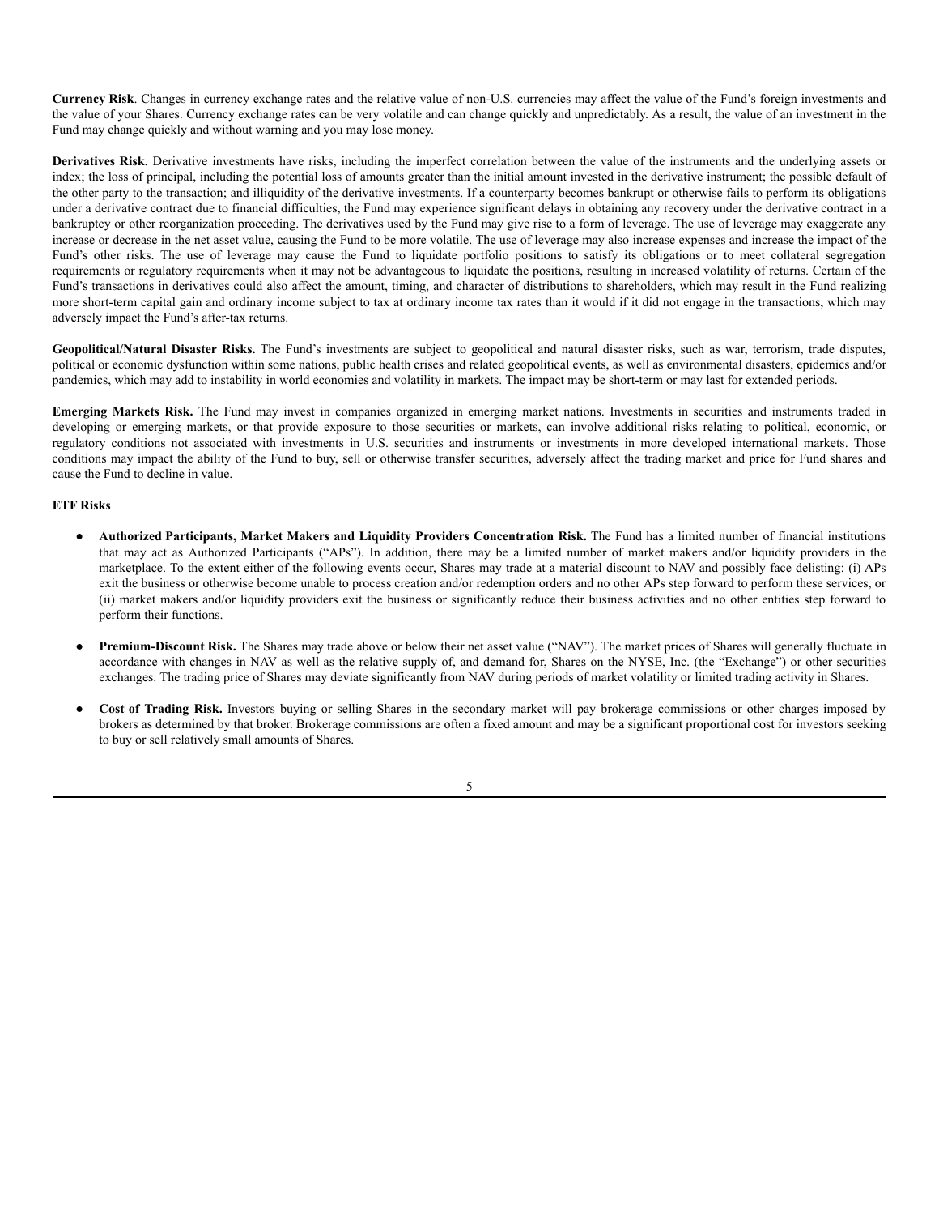**Currency Risk**. Changes in currency exchange rates and the relative value of non-U.S. currencies may affect the value of the Fund's foreign investments and the value of your Shares. Currency exchange rates can be very volatile and can change quickly and unpredictably. As a result, the value of an investment in the Fund may change quickly and without warning and you may lose money.

**Derivatives Risk**. Derivative investments have risks, including the imperfect correlation between the value of the instruments and the underlying assets or index; the loss of principal, including the potential loss of amounts greater than the initial amount invested in the derivative instrument; the possible default of the other party to the transaction; and illiquidity of the derivative investments. If a counterparty becomes bankrupt or otherwise fails to perform its obligations under a derivative contract due to financial difficulties, the Fund may experience significant delays in obtaining any recovery under the derivative contract in a bankruptcy or other reorganization proceeding. The derivatives used by the Fund may give rise to a form of leverage. The use of leverage may exaggerate any increase or decrease in the net asset value, causing the Fund to be more volatile. The use of leverage may also increase expenses and increase the impact of the Fund's other risks. The use of leverage may cause the Fund to liquidate portfolio positions to satisfy its obligations or to meet collateral segregation requirements or regulatory requirements when it may not be advantageous to liquidate the positions, resulting in increased volatility of returns. Certain of the Fund's transactions in derivatives could also affect the amount, timing, and character of distributions to shareholders, which may result in the Fund realizing more short-term capital gain and ordinary income subject to tax at ordinary income tax rates than it would if it did not engage in the transactions, which may adversely impact the Fund's after-tax returns.

**Geopolitical/Natural Disaster Risks.** The Fund's investments are subject to geopolitical and natural disaster risks, such as war, terrorism, trade disputes, political or economic dysfunction within some nations, public health crises and related geopolitical events, as well as environmental disasters, epidemics and/or pandemics, which may add to instability in world economies and volatility in markets. The impact may be short-term or may last for extended periods.

**Emerging Markets Risk.** The Fund may invest in companies organized in emerging market nations. Investments in securities and instruments traded in developing or emerging markets, or that provide exposure to those securities or markets, can involve additional risks relating to political, economic, or regulatory conditions not associated with investments in U.S. securities and instruments or investments in more developed international markets. Those conditions may impact the ability of the Fund to buy, sell or otherwise transfer securities, adversely affect the trading market and price for Fund shares and cause the Fund to decline in value.

**ETF Risks**

- **Authorized Participants, Market Makers and Liquidity Providers Concentration Risk.** The Fund has a limited number of financial institutions that may act as Authorized Participants ("APs"). In addition, there may be a limited number of market makers and/or liquidity providers in the marketplace. To the extent either of the following events occur, Shares may trade at a material discount to NAV and possibly face delisting: (i) APs exit the business or otherwise become unable to process creation and/or redemption orders and no other APs step forward to perform these services, or (ii) market makers and/or liquidity providers exit the business or significantly reduce their business activities and no other entities step forward to perform their functions.

- **Premium-Discount Risk.** The Shares may trade above or below their net asset value ("NAV"). The market prices of Shares will generally fluctuate in accordance with changes in NAV as well as the relative supply of, and demand for, Shares on the NYSE, Inc. (the "Exchange") or other securities exchanges. The trading price of Shares may deviate significantly from NAV during periods of market volatility or limited trading activity in Shares.

- **Cost of Trading Risk.** Investors buying or selling Shares in the secondary market will pay brokerage commissions or other charges imposed by brokers as determined by that broker. Brokerage commissions are often a fixed amount and may be a significant proportional cost for investors seeking to buy or sell relatively small amounts of Shares.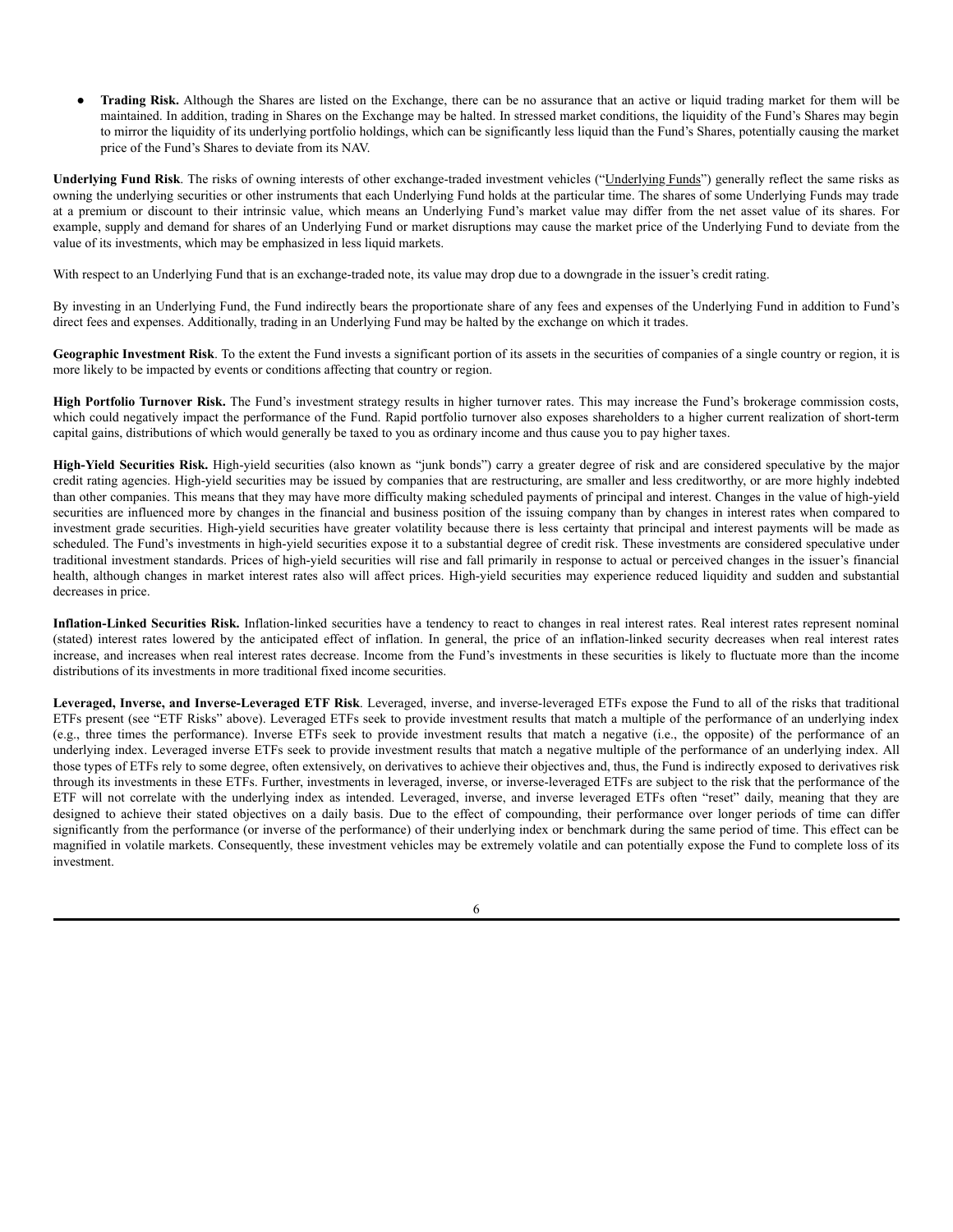- **Trading Risk.** Although the Shares are listed on the Exchange, there can be no assurance that an active or liquid trading market for them will be maintained. In addition, trading in Shares on the Exchange may be halted. In stressed market conditions, the liquidity of the Fund's Shares may begin to mirror the liquidity of its underlying portfolio holdings, which can be significantly less liquid than the Fund's Shares, potentially causing the market price of the Fund's Shares to deviate from its NAV.

**Underlying Fund Risk**. The risks of owning interests of other exchange-traded investment vehicles ("Underlying Funds") generally reflect the same risks as owning the underlying securities or other instruments that each Underlying Fund holds at the particular time. The shares of some Underlying Funds may trade at a premium or discount to their intrinsic value, which means an Underlying Fund's market value may differ from the net asset value of its shares. For example, supply and demand for shares of an Underlying Fund or market disruptions may cause the market price of the Underlying Fund to deviate from the value of its investments, which may be emphasized in less liquid markets.

With respect to an Underlying Fund that is an exchange-traded note, its value may drop due to a downgrade in the issuer's credit rating.

By investing in an Underlying Fund, the Fund indirectly bears the proportionate share of any fees and expenses of the Underlying Fund in addition to Fund's direct fees and expenses. Additionally, trading in an Underlying Fund may be halted by the exchange on which it trades.

**Geographic Investment Risk**. To the extent the Fund invests a significant portion of its assets in the securities of companies of a single country or region, it is more likely to be impacted by events or conditions affecting that country or region.

**High Portfolio Turnover Risk.** The Fund's investment strategy results in higher turnover rates. This may increase the Fund's brokerage commission costs, which could negatively impact the performance of the Fund. Rapid portfolio turnover also exposes shareholders to a higher current realization of short-term capital gains, distributions of which would generally be taxed to you as ordinary income and thus cause you to pay higher taxes.

**High-Yield Securities Risk.** High-yield securities (also known as "junk bonds") carry a greater degree of risk and are considered speculative by the major credit rating agencies. High-yield securities may be issued by companies that are restructuring, are smaller and less creditworthy, or are more highly indebted than other companies. This means that they may have more difficulty making scheduled payments of principal and interest. Changes in the value of high-yield securities are influenced more by changes in the financial and business position of the issuing company than by changes in interest rates when compared to investment grade securities. High-yield securities have greater volatility because there is less certainty that principal and interest payments will be made as scheduled. The Fund's investments in high-yield securities expose it to a substantial degree of credit risk. These investments are considered speculative under traditional investment standards. Prices of high-yield securities will rise and fall primarily in response to actual or perceived changes in the issuer's financial health, although changes in market interest rates also will affect prices. High-yield securities may experience reduced liquidity and sudden and substantial decreases in price.

**Inflation-Linked Securities Risk.** Inflation-linked securities have a tendency to react to changes in real interest rates. Real interest rates represent nominal (stated) interest rates lowered by the anticipated effect of inflation. In general, the price of an inflation-linked security decreases when real interest rates increase, and increases when real interest rates decrease. Income from the Fund's investments in these securities is likely to fluctuate more than the income distributions of its investments in more traditional fixed income securities.

**Leveraged, Inverse, and Inverse-Leveraged ETF Risk**. Leveraged, inverse, and inverse-leveraged ETFs expose the Fund to all of the risks that traditional ETFs present (see "ETF Risks" above). Leveraged ETFs seek to provide investment results that match a multiple of the performance of an underlying index (e.g., three times the performance). Inverse ETFs seek to provide investment results that match a negative (i.e., the opposite) of the performance of an underlying index. Leveraged inverse ETFs seek to provide investment results that match a negative multiple of the performance of an underlying index. All those types of ETFs rely to some degree, often extensively, on derivatives to achieve their objectives and, thus, the Fund is indirectly exposed to derivatives risk through its investments in these ETFs. Further, investments in leveraged, inverse, or inverse-leveraged ETFs are subject to the risk that the performance of the ETF will not correlate with the underlying index as intended. Leveraged, inverse, and inverse leveraged ETFs often "reset" daily, meaning that they are designed to achieve their stated objectives on a daily basis. Due to the effect of compounding, their performance over longer periods of time can differ significantly from the performance (or inverse of the performance) of their underlying index or benchmark during the same period of time. This effect can be magnified in volatile markets. Consequently, these investment vehicles may be extremely volatile and can potentially expose the Fund to complete loss of its investment.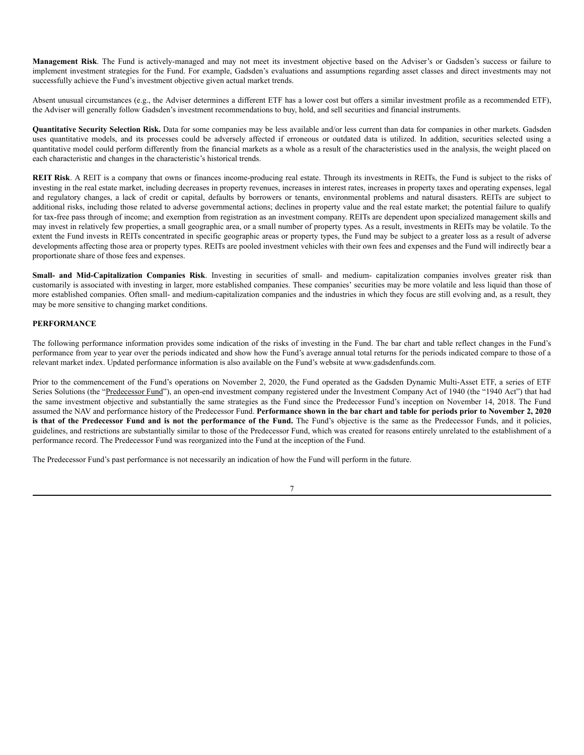**Management Risk**. The Fund is actively-managed and may not meet its investment objective based on the Adviser's or Gadsden's success or failure to implement investment strategies for the Fund. For example, Gadsden's evaluations and assumptions regarding asset classes and direct investments may not successfully achieve the Fund's investment objective given actual market trends.

Absent unusual circumstances (e.g., the Adviser determines a different ETF has a lower cost but offers a similar investment profile as a recommended ETF), the Adviser will generally follow Gadsden's investment recommendations to buy, hold, and sell securities and financial instruments.

**Quantitative Security Selection Risk.** Data for some companies may be less available and/or less current than data for companies in other markets. Gadsden uses quantitative models, and its processes could be adversely affected if erroneous or outdated data is utilized. In addition, securities selected using a quantitative model could perform differently from the financial markets as a whole as a result of the characteristics used in the analysis, the weight placed on each characteristic and changes in the characteristic's historical trends.

**REIT Risk**. A REIT is a company that owns or finances income-producing real estate. Through its investments in REITs, the Fund is subject to the risks of investing in the real estate market, including decreases in property revenues, increases in interest rates, increases in property taxes and operating expenses, legal and regulatory changes, a lack of credit or capital, defaults by borrowers or tenants, environmental problems and natural disasters. REITs are subject to additional risks, including those related to adverse governmental actions; declines in property value and the real estate market; the potential failure to qualify for tax-free pass through of income; and exemption from registration as an investment company. REITs are dependent upon specialized management skills and may invest in relatively few properties, a small geographic area, or a small number of property types. As a result, investments in REITs may be volatile. To the extent the Fund invests in REITs concentrated in specific geographic areas or property types, the Fund may be subject to a greater loss as a result of adverse developments affecting those area or property types. REITs are pooled investment vehicles with their own fees and expenses and the Fund will indirectly bear a proportionate share of those fees and expenses.

**Small- and Mid-Capitalization Companies Risk**. Investing in securities of small- and medium- capitalization companies involves greater risk than customarily is associated with investing in larger, more established companies. These companies' securities may be more volatile and less liquid than those of more established companies. Often small- and medium-capitalization companies and the industries in which they focus are still evolving and, as a result, they may be more sensitive to changing market conditions.

## PERFORMANCE

The following performance information provides some indication of the risks of investing in the Fund. The bar chart and table reflect changes in the Fund's performance from year to year over the periods indicated and show how the Fund's average annual total returns for the periods indicated compare to those of a relevant market index. Updated performance information is also available on the Fund's website at www.gadsdenfunds.com.

Prior to the commencement of the Fund's operations on November 2, 2020, the Fund operated as the Gadsden Dynamic Multi-Asset ETF, a series of ETF Series Solutions (the "Predecessor Fund"), an open-end investment company registered under the Investment Company Act of 1940 (the "1940 Act") that had the same investment objective and substantially the same strategies as the Fund since the Predecessor Fund's inception on November 14, 2018. The Fund assumed the NAV and performance history of the Predecessor Fund. **Performance shown in the bar chart and table for periods prior to November 2, 2020 is that of the Predecessor Fund and is not the performance of the Fund.** The Fund's objective is the same as the Predecessor Funds, and it policies, guidelines, and restrictions are substantially similar to those of the Predecessor Fund, which was created for reasons entirely unrelated to the establishment of a performance record. The Predecessor Fund was reorganized into the Fund at the inception of the Fund.

The Predecessor Fund's past performance is not necessarily an indication of how the Fund will perform in the future.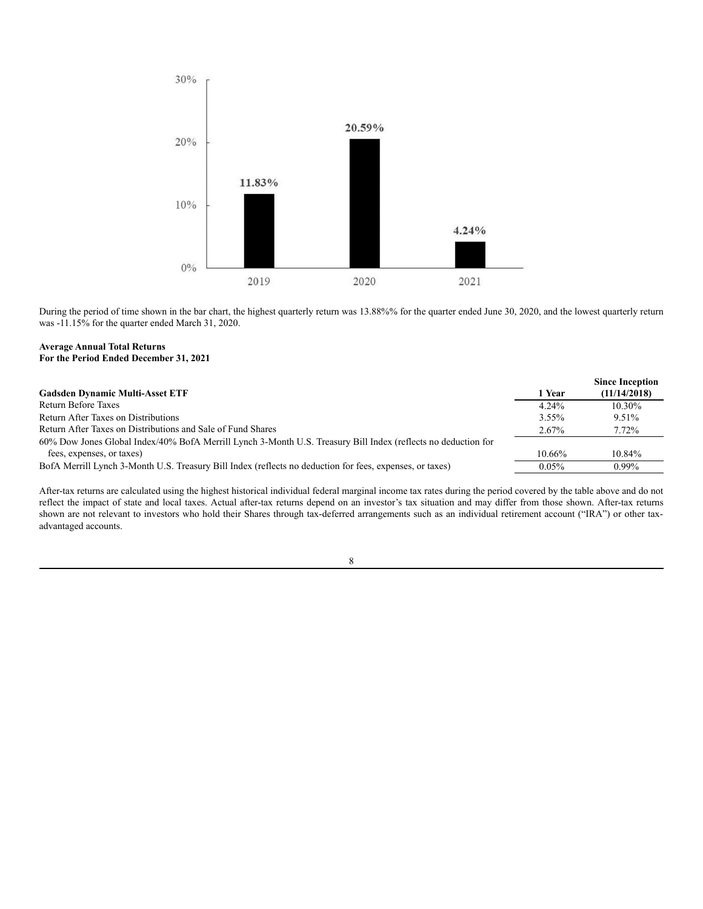During the period of time shown in the bar chart, the highest quarterly return was 13.88%% for the quarter ended June 30, 2020, and the lowest quarterly return was -11.15% for the quarter ended March 31, 2020.

**Average Annual Total Returns**
**For the Period Ended December 31, 2021**

| Gadsden Dynamic Multi-Asset ETF | 1 Year | Since Inception (11/14/2018) |
|---|---|---|
| Return Before Taxes | 4.24% | 10.30% |
| Return After Taxes on Distributions | 3.55% | 9.51% |
| Return After Taxes on Distributions and Sale of Fund Shares | 2.67% | 7.72% |
| 60% Dow Jones Global Index/40% BofA Merrill Lynch 3-Month U.S. Treasury Bill Index (reflects no deduction for fees, expenses, or taxes) | 10.66% | 10.84% |
| BofA Merrill Lynch 3-Month U.S. Treasury Bill Index (reflects no deduction for fees, expenses, or taxes) | 0.05% | 0.99% |

After-tax returns are calculated using the highest historical individual federal marginal income tax rates during the period covered by the table above and do not reflect the impact of state and local taxes. Actual after-tax returns depend on an investor's tax situation and may differ from those shown. After-tax returns shown are not relevant to investors who hold their Shares through tax-deferred arrangements such as an individual retirement account ("IRA") or other tax-advantaged accounts.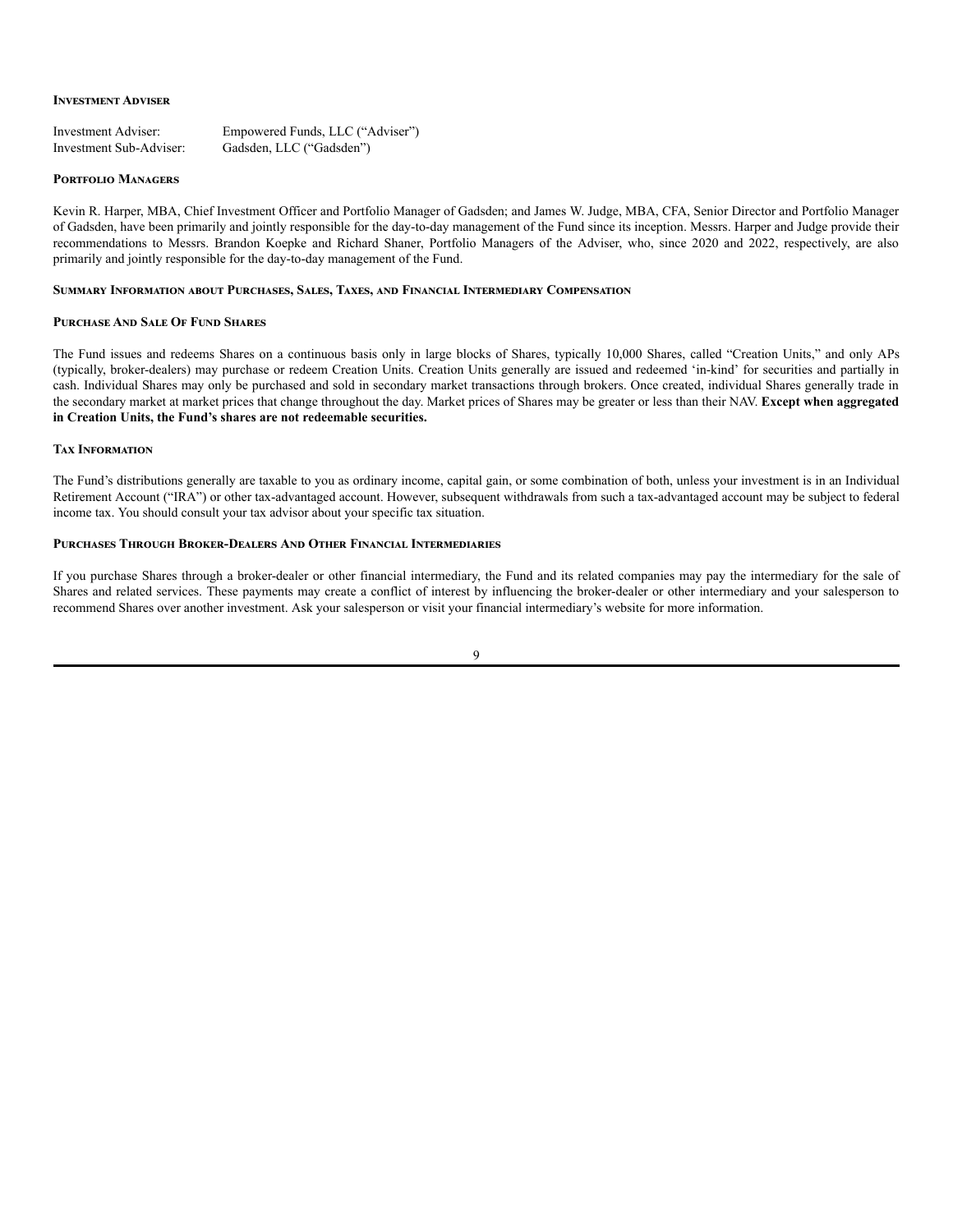#### Investment Adviser

| | |
|---|---|
| Investment Adviser: | Empowered Funds, LLC ("Adviser") |
| Investment Sub-Adviser: | Gadsden, LLC ("Gadsden") |

#### Portfolio Managers

Kevin R. Harper, MBA, Chief Investment Officer and Portfolio Manager of Gadsden; and James W. Judge, MBA, CFA, Senior Director and Portfolio Manager of Gadsden, have been primarily and jointly responsible for the day-to-day management of the Fund since its inception. Messrs. Harper and Judge provide their recommendations to Messrs. Brandon Koepke and Richard Shaner, Portfolio Managers of the Adviser, who, since 2020 and 2022, respectively, are also primarily and jointly responsible for the day-to-day management of the Fund.

#### Summary Information about Purchases, Sales, Taxes, and Financial Intermediary Compensation

#### Purchase And Sale Of Fund Shares

The Fund issues and redeems Shares on a continuous basis only in large blocks of Shares, typically 10,000 Shares, called "Creation Units," and only APs (typically, broker-dealers) may purchase or redeem Creation Units. Creation Units generally are issued and redeemed 'in-kind' for securities and partially in cash. Individual Shares may only be purchased and sold in secondary market transactions through brokers. Once created, individual Shares generally trade in the secondary market at market prices that change throughout the day. Market prices of Shares may be greater or less than their NAV. **Except when aggregated in Creation Units, the Fund's shares are not redeemable securities.**

#### Tax Information

The Fund's distributions generally are taxable to you as ordinary income, capital gain, or some combination of both, unless your investment is in an Individual Retirement Account ("IRA") or other tax-advantaged account. However, subsequent withdrawals from such a tax-advantaged account may be subject to federal income tax. You should consult your tax advisor about your specific tax situation.

#### Purchases Through Broker-Dealers And Other Financial Intermediaries

If you purchase Shares through a broker-dealer or other financial intermediary, the Fund and its related companies may pay the intermediary for the sale of Shares and related services. These payments may create a conflict of interest by influencing the broker-dealer or other intermediary and your salesperson to recommend Shares over another investment. Ask your salesperson or visit your financial intermediary's website for more information.